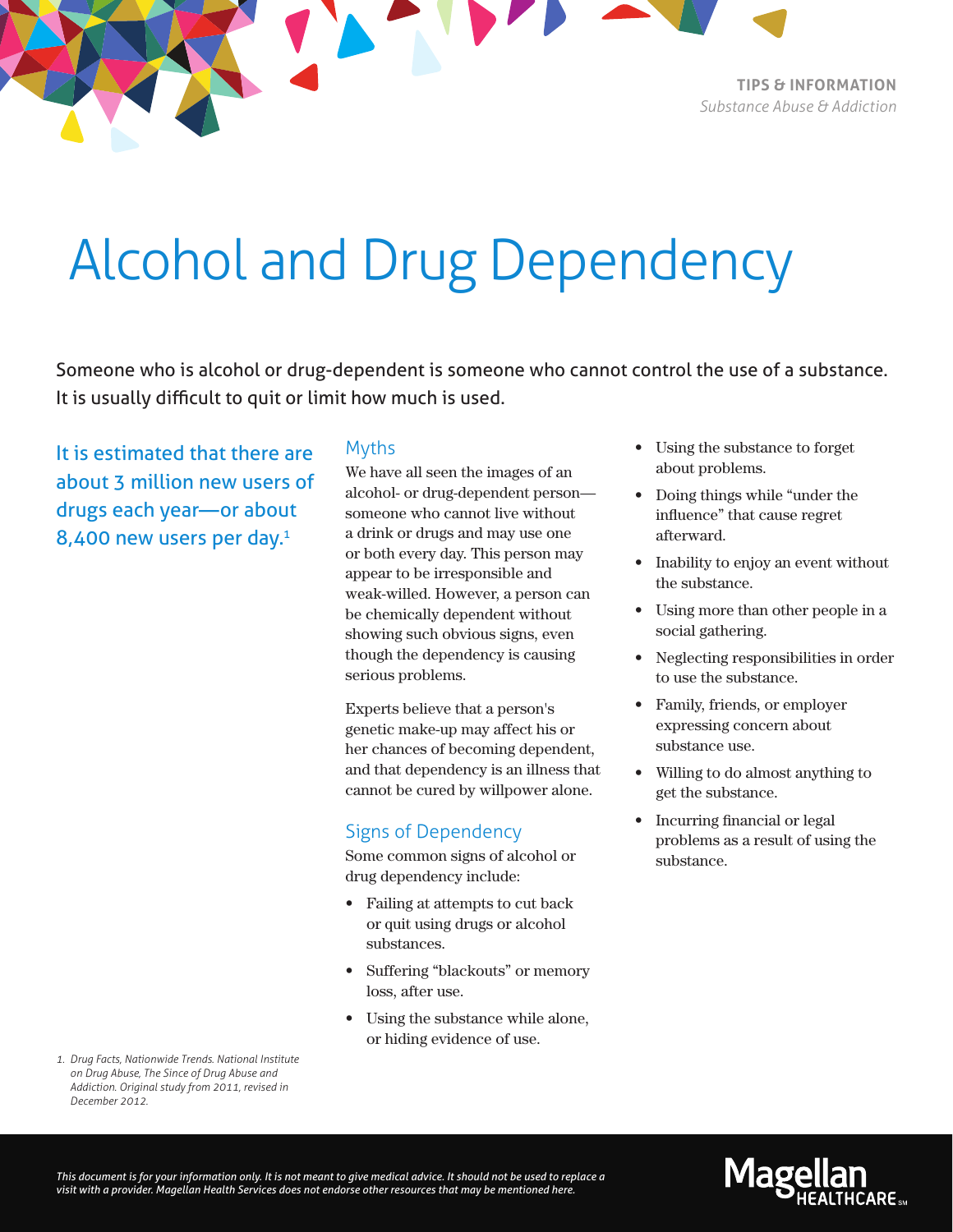**TIPS & INFORMATION**
*Substance Abuse & Addiction*

# Alcohol and Drug Dependency

Someone who is alcohol or drug-dependent is someone who cannot control the use of a substance. It is usually difficult to quit or limit how much is used.

It is estimated that there are about 3 million new users of drugs each year—or about 8,400 new users per day.[1]

## Myths

We have all seen the images of an alcohol- or drug-dependent person—someone who cannot live without a drink or drugs and may use one or both every day. This person may appear to be irresponsible and weak-willed. However, a person can be chemically dependent without showing such obvious signs, even though the dependency is causing serious problems.

Experts believe that a person's genetic make-up may affect his or her chances of becoming dependent, and that dependency is an illness that cannot be cured by willpower alone.

## Signs of Dependency

Some common signs of alcohol or drug dependency include:

- Failing at attempts to cut back or quit using drugs or alcohol substances.
- Suffering "blackouts" or memory loss, after use.
- Using the substance while alone, or hiding evidence of use.
- Using the substance to forget about problems.
- Doing things while "under the influence" that cause regret afterward.
- Inability to enjoy an event without the substance.
- Using more than other people in a social gathering.
- Neglecting responsibilities in order to use the substance.
- Family, friends, or employer expressing concern about substance use.
- Willing to do almost anything to get the substance.
- Incurring financial or legal problems as a result of using the substance.

*1. Drug Facts, Nationwide Trends. National Institute on Drug Abuse, The Since of Drug Abuse and Addiction. Original study from 2011, revised in December 2012.*

*This document is for your information only. It is not meant to give medical advice. It should not be used to replace a visit with a provider. Magellan Health Services does not endorse other resources that may be mentioned here.*

Magellan HEALTHCARE SM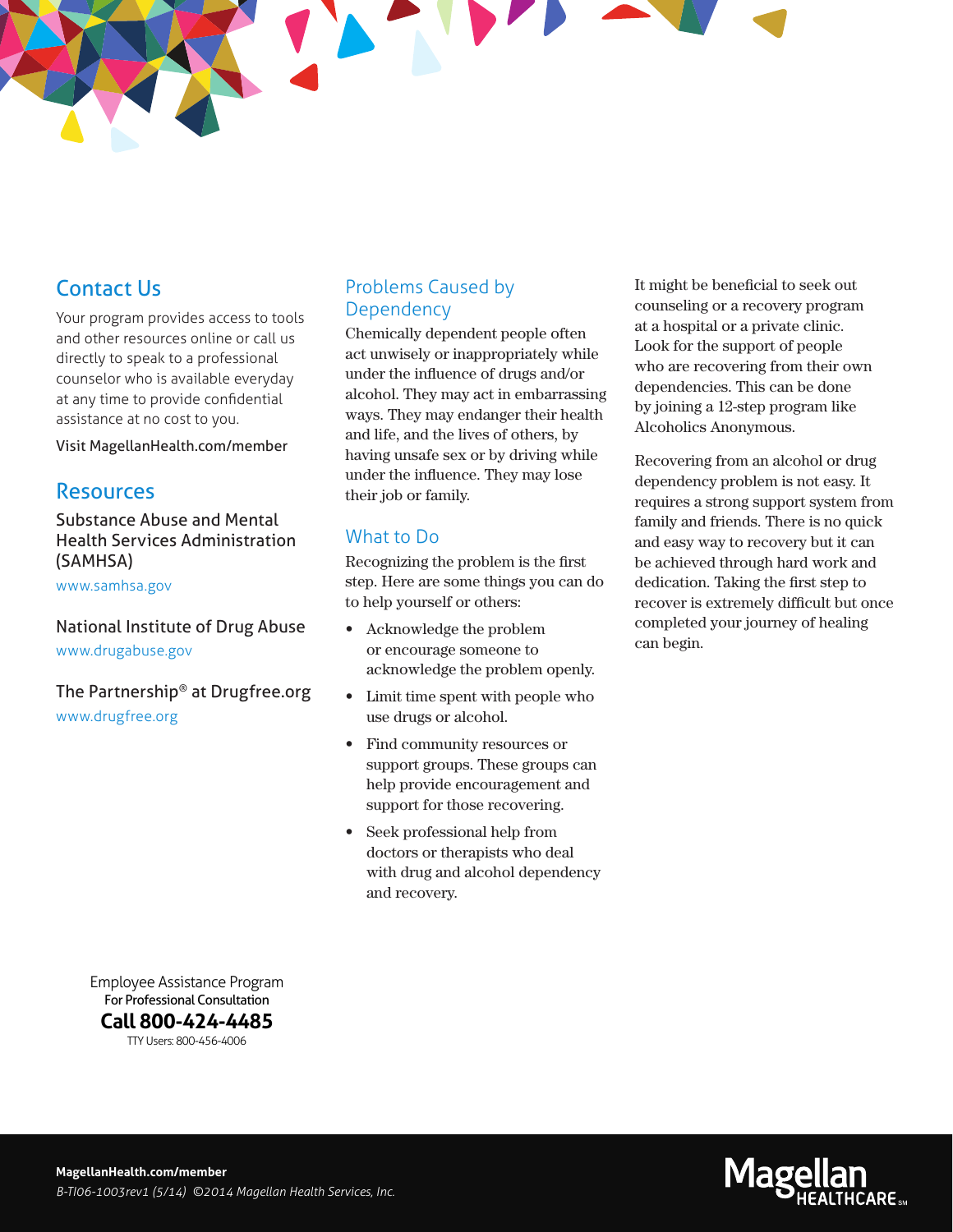## Contact Us

Your program provides access to tools and other resources online or call us directly to speak to a professional counselor who is available everyday at any time to provide confidential assistance at no cost to you.

Visit MagellanHealth.com/member

## Resources

Substance Abuse and Mental Health Services Administration (SAMHSA)

www.samhsa.gov

National Institute of Drug Abuse

www.drugabuse.gov

The Partnership® at Drugfree.org

www.drugfree.org

Employee Assistance Program
For Professional Consultation
**Call 800-424-4485**
TTY Users: 800-456-4006

## Problems Caused by Dependency

Chemically dependent people often act unwisely or inappropriately while under the influence of drugs and/or alcohol. They may act in embarrassing ways. They may endanger their health and life, and the lives of others, by having unsafe sex or by driving while under the influence. They may lose their job or family.

## What to Do

Recognizing the problem is the first step. Here are some things you can do to help yourself or others:

- Acknowledge the problem or encourage someone to acknowledge the problem openly.
- Limit time spent with people who use drugs or alcohol.
- Find community resources or support groups. These groups can help provide encouragement and support for those recovering.
- Seek professional help from doctors or therapists who deal with drug and alcohol dependency and recovery.

It might be beneficial to seek out counseling or a recovery program at a hospital or a private clinic. Look for the support of people who are recovering from their own dependencies. This can be done by joining a 12-step program like Alcoholics Anonymous.

Recovering from an alcohol or drug dependency problem is not easy. It requires a strong support system from family and friends. There is no quick and easy way to recovery but it can be achieved through hard work and dedication. Taking the first step to recover is extremely difficult but once completed your journey of healing can begin.

**MagellanHealth.com/member**

*B-TI06-1003rev1 (5/14) ©2014 Magellan Health Services, Inc.*

Magellan HEALTHCARE℠